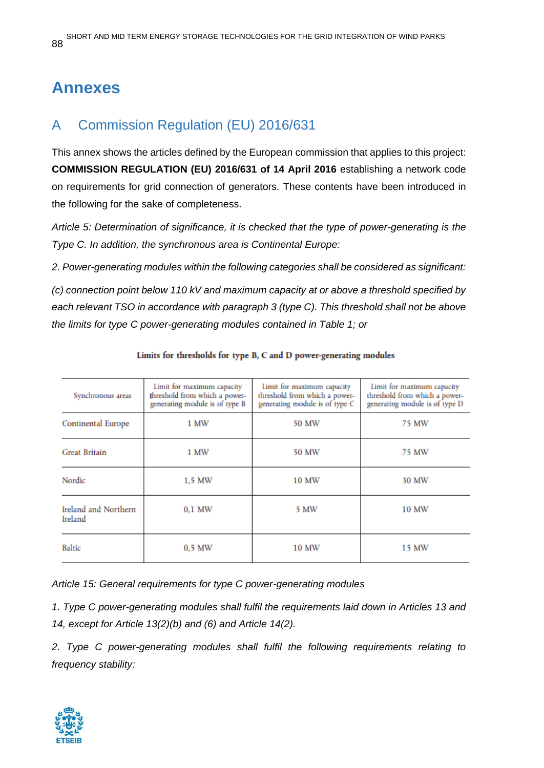# Annexes

## A Commission Regulation (EU) 2016/631

This annex shows the articles defined by the European commission that applies to this project: **COMMISSION REGULATION (EU) 2016/631 of 14 April 2016** establishing a network code on requirements for grid connection of generators. These contents have been introduced in the following for the sake of completeness.

*Article 5: Determination of significance, it is checked that the type of power-generating is the Type C. In addition, the synchronous area is Continental Europe:*

*2. Power-generating modules within the following categories shall be considered as significant:*

*(c) connection point below 110 kV and maximum capacity at or above a threshold specified by each relevant TSO in accordance with paragraph 3 (type C). This threshold shall not be above the limits for type C power-generating modules contained in Table 1; or*

**Limits for thresholds for type B, C and D power-generating modules**

| Synchronous areas | Limit for maximum capacity threshold from which a power-generating module is of type B | Limit for maximum capacity threshold from which a power-generating module is of type C | Limit for maximum capacity threshold from which a power-generating module is of type D |
|---|---|---|---|
| Continental Europe | 1 MW | 50 MW | 75 MW |
| Great Britain | 1 MW | 50 MW | 75 MW |
| Nordic | 1,5 MW | 10 MW | 30 MW |
| Ireland and Northern Ireland | 0,1 MW | 5 MW | 10 MW |
| Baltic | 0,5 MW | 10 MW | 15 MW |

*Article 15: General requirements for type C power-generating modules*

*1. Type C power-generating modules shall fulfil the requirements laid down in Articles 13 and 14, except for Article 13(2)(b) and (6) and Article 14(2).*

*2. Type C power-generating modules shall fulfil the following requirements relating to frequency stability:*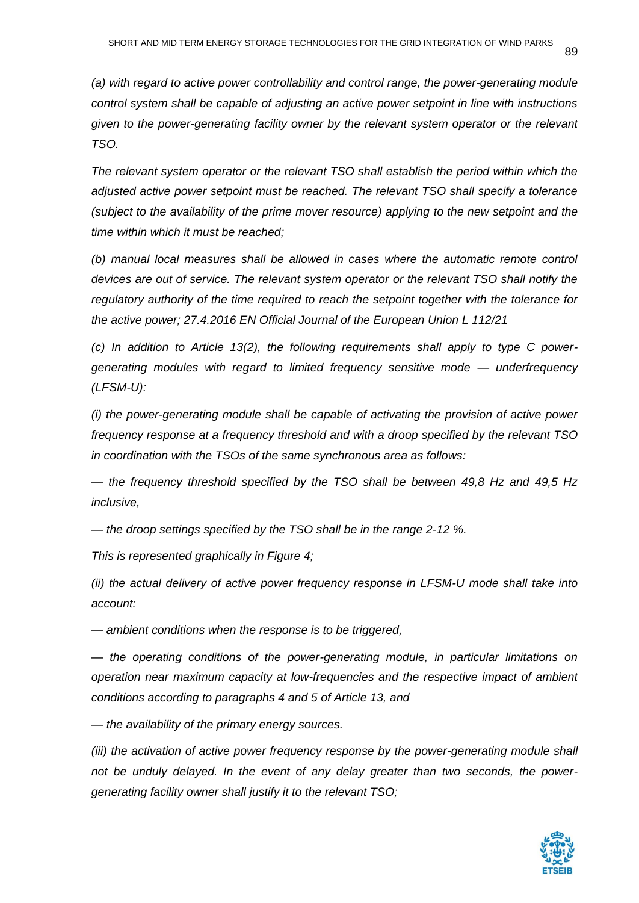*(a) with regard to active power controllability and control range, the power-generating module control system shall be capable of adjusting an active power setpoint in line with instructions given to the power-generating facility owner by the relevant system operator or the relevant TSO.*

*The relevant system operator or the relevant TSO shall establish the period within which the adjusted active power setpoint must be reached. The relevant TSO shall specify a tolerance (subject to the availability of the prime mover resource) applying to the new setpoint and the time within which it must be reached;*

*(b) manual local measures shall be allowed in cases where the automatic remote control devices are out of service. The relevant system operator or the relevant TSO shall notify the regulatory authority of the time required to reach the setpoint together with the tolerance for the active power; 27.4.2016 EN Official Journal of the European Union L 112/21*

*(c) In addition to Article 13(2), the following requirements shall apply to type C power-generating modules with regard to limited frequency sensitive mode — underfrequency (LFSM-U):*

*(i) the power-generating module shall be capable of activating the provision of active power frequency response at a frequency threshold and with a droop specified by the relevant TSO in coordination with the TSOs of the same synchronous area as follows:*

*— the frequency threshold specified by the TSO shall be between 49,8 Hz and 49,5 Hz inclusive,*

*— the droop settings specified by the TSO shall be in the range 2-12 %.*

*This is represented graphically in Figure 4;*

*(ii) the actual delivery of active power frequency response in LFSM-U mode shall take into account:*

*— ambient conditions when the response is to be triggered,*

*— the operating conditions of the power-generating module, in particular limitations on operation near maximum capacity at low-frequencies and the respective impact of ambient conditions according to paragraphs 4 and 5 of Article 13, and*

*— the availability of the primary energy sources.*

*(iii) the activation of active power frequency response by the power-generating module shall not be unduly delayed. In the event of any delay greater than two seconds, the power-generating facility owner shall justify it to the relevant TSO;*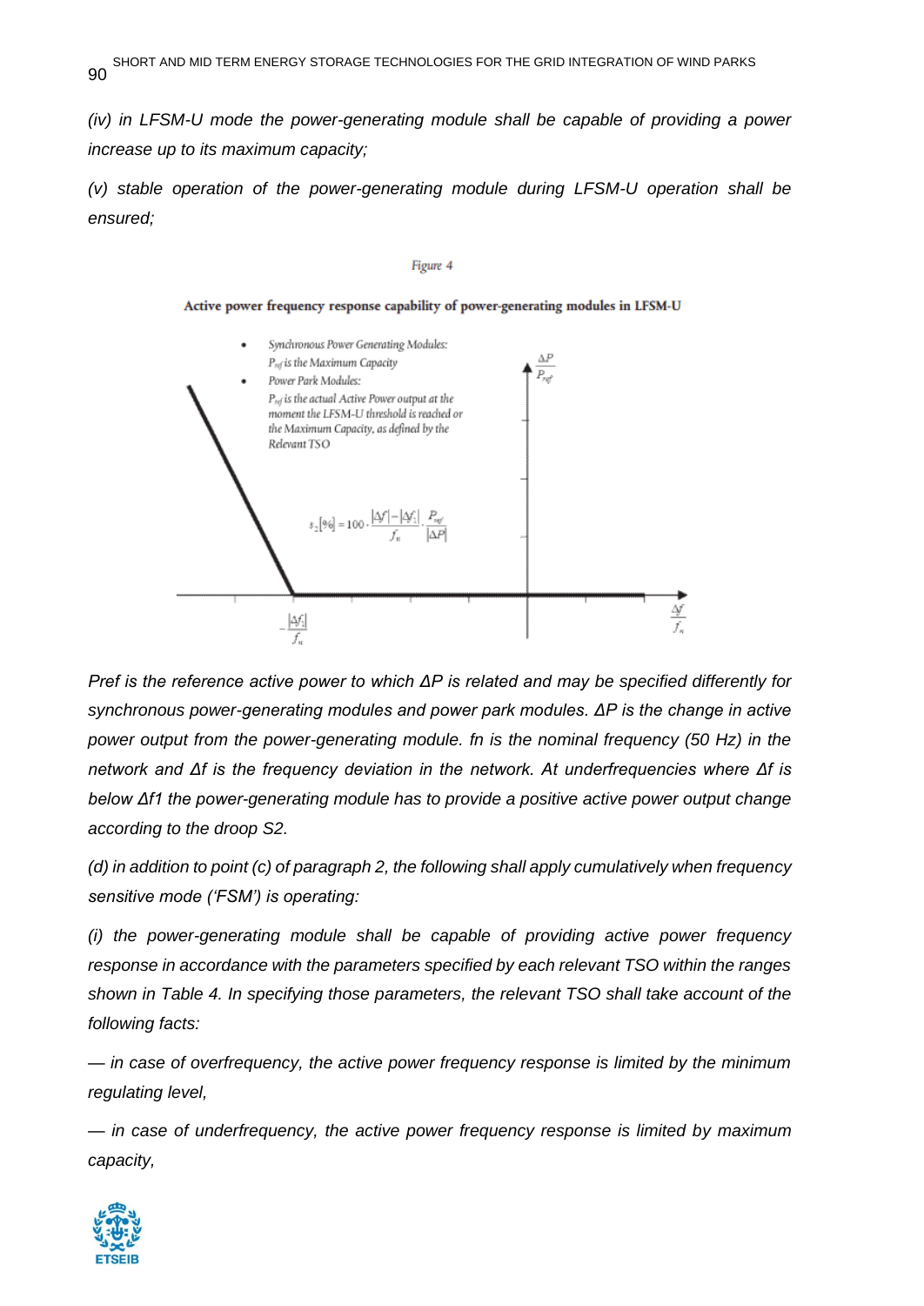*(iv) in LFSM-U mode the power-generating module shall be capable of providing a power increase up to its maximum capacity;*

*(v) stable operation of the power-generating module during LFSM-U operation shall be ensured;*

Figure 4

**Active power frequency response capability of power-generating modules in LFSM-U**

- Synchronous Power Generating Modules: $P_{ref}$ is the Maximum Capacity
- Power Park Modules: $P_{ref}$ is the actual Active Power output at the moment the LFSM-U threshold is reached or the Maximum Capacity, as defined by the Relevant TSO

$$s_2[\%] = 100 \cdot \frac{|\Delta f| - |\Delta f_1|}{f_n} \cdot \frac{P_{ref}}{|\Delta P|}$$

$\frac{\Delta P}{P_{ref}}$ $\frac{\Delta f}{f_n}$ $-\frac{|\Delta f_1|}{f_n}$

*Pref is the reference active power to which ΔP is related and may be specified differently for synchronous power-generating modules and power park modules. ΔP is the change in active power output from the power-generating module. fn is the nominal frequency (50 Hz) in the network and Δf is the frequency deviation in the network. At underfrequencies where Δf is below Δf1 the power-generating module has to provide a positive active power output change according to the droop S2.*

*(d) in addition to point (c) of paragraph 2, the following shall apply cumulatively when frequency sensitive mode ('FSM') is operating:*

*(i) the power-generating module shall be capable of providing active power frequency response in accordance with the parameters specified by each relevant TSO within the ranges shown in Table 4. In specifying those parameters, the relevant TSO shall take account of the following facts:*

*— in case of overfrequency, the active power frequency response is limited by the minimum regulating level,*

*— in case of underfrequency, the active power frequency response is limited by maximum capacity,*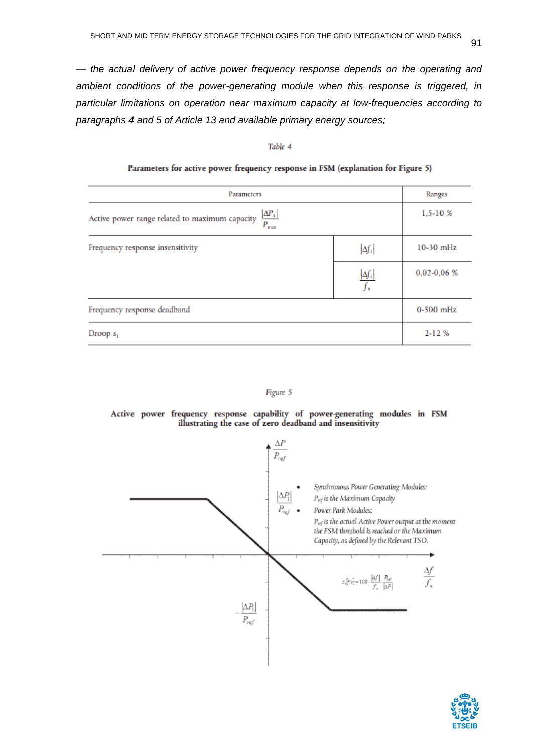*— the actual delivery of active power frequency response depends on the operating and ambient conditions of the power-generating module when this response is triggered, in particular limitations on operation near maximum capacity at low-frequencies according to paragraphs 4 and 5 of Article 13 and available primary energy sources;*

*Table 4*

**Parameters for active power frequency response in FSM (explanation for Figure 5)**

| Parameters | | Ranges |
|---|---|---|
| Active power range related to maximum capacity $\frac{\|\Delta P_1\|}{P_{max}}$ | | 1,5-10 % |
| Frequency response insensitivity | $\|\Delta f_i\|$ | 10-30 mHz |
| | $\frac{\|\Delta f_i\|}{f_n}$ | 0,02-0,06 % |
| Frequency response deadband | | 0-500 mHz |
| Droop $s_1$ | | 2-12 % |

*Figure 5*

**Active power frequency response capability of power-generating modules in FSM illustrating the case of zero deadband and insensitivity**

- *Synchronous Power Generating Modules: $P_{ref}$ is the Maximum Capacity*
- *Power Park Modules: $P_{ref}$ is the actual Active Power output at the moment the FSM threshold is reached or the Maximum Capacity, as defined by the Relevant TSO.*

$$s_1[\%] = 100 \cdot \frac{|\Delta f|}{f_n} \cdot \frac{P_{ref}}{|\Delta P|}$$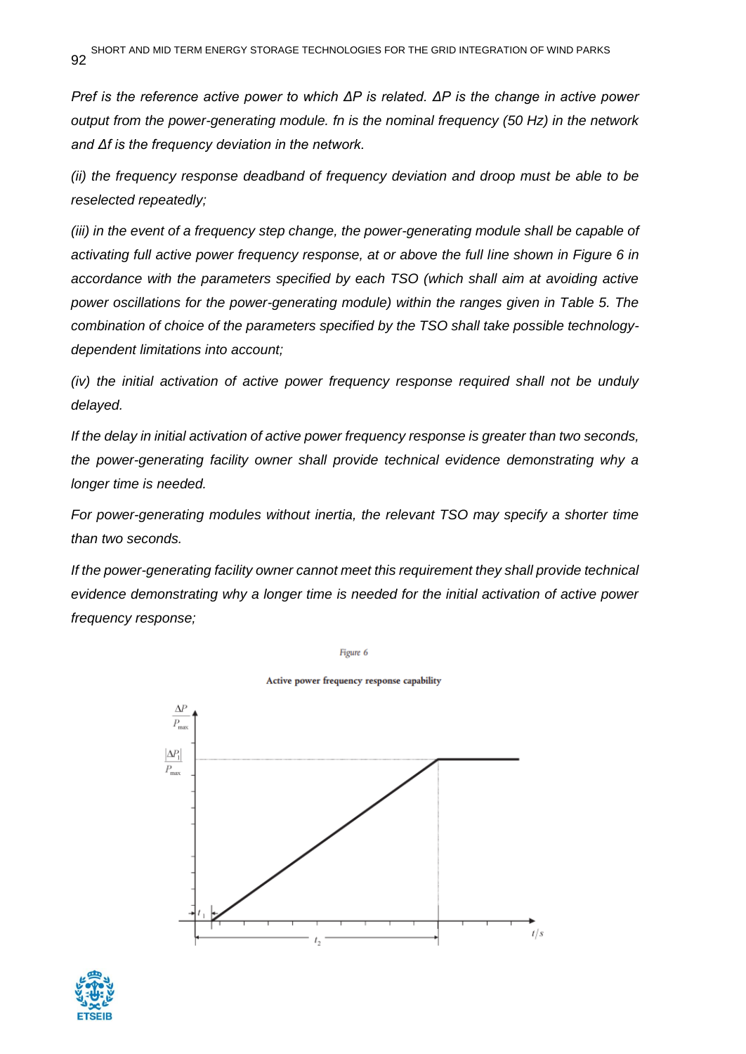*$P_{ref}$ is the reference active power to which $\Delta P$ is related. $\Delta P$ is the change in active power output from the power-generating module. $f_n$ is the nominal frequency (50 Hz) in the network and $\Delta f$ is the frequency deviation in the network.*

*(ii) the frequency response deadband of frequency deviation and droop must be able to be reselected repeatedly;*

*(iii) in the event of a frequency step change, the power-generating module shall be capable of activating full active power frequency response, at or above the full line shown in Figure 6 in accordance with the parameters specified by each TSO (which shall aim at avoiding active power oscillations for the power-generating module) within the ranges given in Table 5. The combination of choice of the parameters specified by the TSO shall take possible technology-dependent limitations into account;*

*(iv) the initial activation of active power frequency response required shall not be unduly delayed.*

*If the delay in initial activation of active power frequency response is greater than two seconds, the power-generating facility owner shall provide technical evidence demonstrating why a longer time is needed.*

*For power-generating modules without inertia, the relevant TSO may specify a shorter time than two seconds.*

*If the power-generating facility owner cannot meet this requirement they shall provide technical evidence demonstrating why a longer time is needed for the initial activation of active power frequency response;*

Figure 6

**Active power frequency response capability**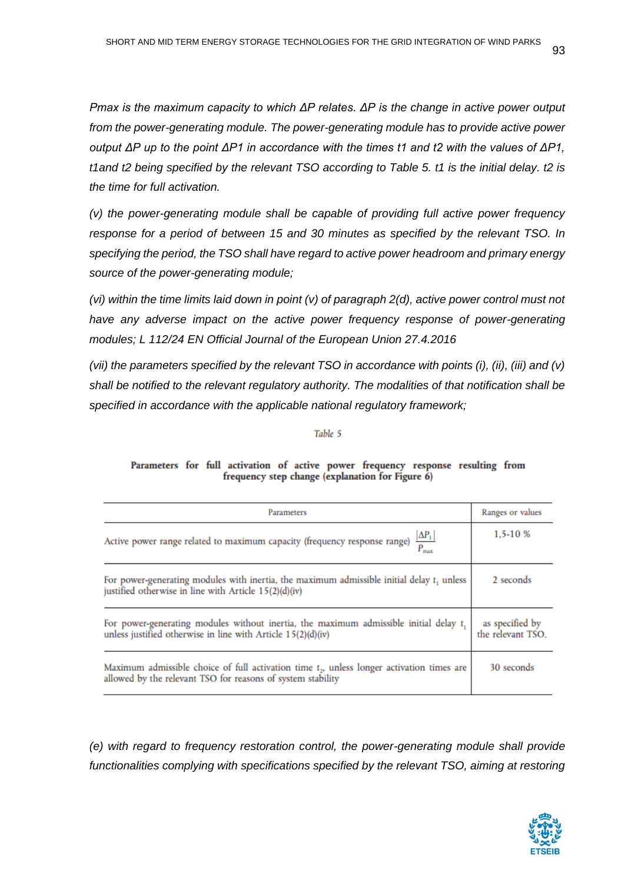*Pmax is the maximum capacity to which ΔP relates. ΔP is the change in active power output from the power-generating module. The power-generating module has to provide active power output ΔP up to the point ΔP1 in accordance with the times t1 and t2 with the values of ΔP1, t1and t2 being specified by the relevant TSO according to Table 5. t1 is the initial delay. t2 is the time for full activation.*

*(v) the power-generating module shall be capable of providing full active power frequency response for a period of between 15 and 30 minutes as specified by the relevant TSO. In specifying the period, the TSO shall have regard to active power headroom and primary energy source of the power-generating module;*

*(vi) within the time limits laid down in point (v) of paragraph 2(d), active power control must not have any adverse impact on the active power frequency response of power-generating modules; L 112/24 EN Official Journal of the European Union 27.4.2016*

*(vii) the parameters specified by the relevant TSO in accordance with points (i), (ii), (iii) and (v) shall be notified to the relevant regulatory authority. The modalities of that notification shall be specified in accordance with the applicable national regulatory framework;*

*Table 5*

**Parameters for full activation of active power frequency response resulting from frequency step change (explanation for Figure 6)**

| Parameters | Ranges or values |
|---|---|
| Active power range related to maximum capacity (frequency response range) $\frac{\lvert\Delta P_1\rvert}{P_{max}}$ | 1,5-10 % |
| For power-generating modules with inertia, the maximum admissible initial delay $t_1$ unless justified otherwise in line with Article 15(2)(d)(iv) | 2 seconds |
| For power-generating modules without inertia, the maximum admissible initial delay $t_1$ unless justified otherwise in line with Article 15(2)(d)(iv) | as specified by the relevant TSO. |
| Maximum admissible choice of full activation time $t_2$, unless longer activation times are allowed by the relevant TSO for reasons of system stability | 30 seconds |

*(e) with regard to frequency restoration control, the power-generating module shall provide functionalities complying with specifications specified by the relevant TSO, aiming at restoring*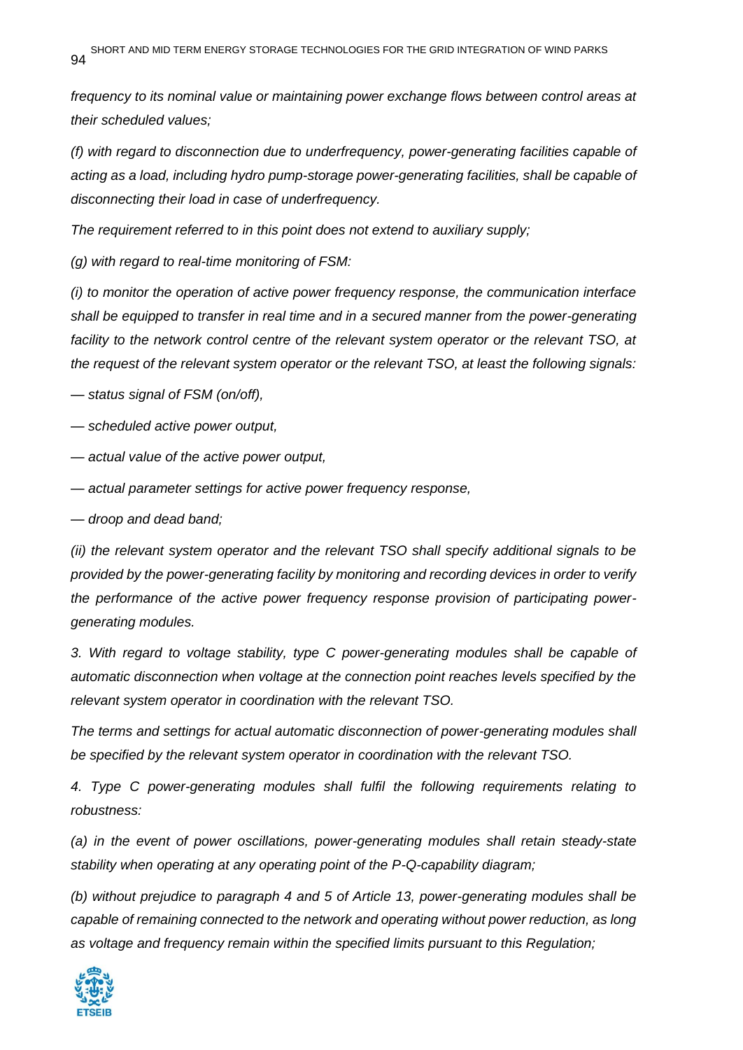*frequency to its nominal value or maintaining power exchange flows between control areas at their scheduled values;*

*(f) with regard to disconnection due to underfrequency, power-generating facilities capable of acting as a load, including hydro pump-storage power-generating facilities, shall be capable of disconnecting their load in case of underfrequency.*

*The requirement referred to in this point does not extend to auxiliary supply;*

*(g) with regard to real-time monitoring of FSM:*

*(i) to monitor the operation of active power frequency response, the communication interface shall be equipped to transfer in real time and in a secured manner from the power-generating facility to the network control centre of the relevant system operator or the relevant TSO, at the request of the relevant system operator or the relevant TSO, at least the following signals:*

*— status signal of FSM (on/off),*

*— scheduled active power output,*

*— actual value of the active power output,*

*— actual parameter settings for active power frequency response,*

*— droop and dead band;*

*(ii) the relevant system operator and the relevant TSO shall specify additional signals to be provided by the power-generating facility by monitoring and recording devices in order to verify the performance of the active power frequency response provision of participating power-generating modules.*

*3. With regard to voltage stability, type C power-generating modules shall be capable of automatic disconnection when voltage at the connection point reaches levels specified by the relevant system operator in coordination with the relevant TSO.*

*The terms and settings for actual automatic disconnection of power-generating modules shall be specified by the relevant system operator in coordination with the relevant TSO.*

*4. Type C power-generating modules shall fulfil the following requirements relating to robustness:*

*(a) in the event of power oscillations, power-generating modules shall retain steady-state stability when operating at any operating point of the P-Q-capability diagram;*

*(b) without prejudice to paragraph 4 and 5 of Article 13, power-generating modules shall be capable of remaining connected to the network and operating without power reduction, as long as voltage and frequency remain within the specified limits pursuant to this Regulation;*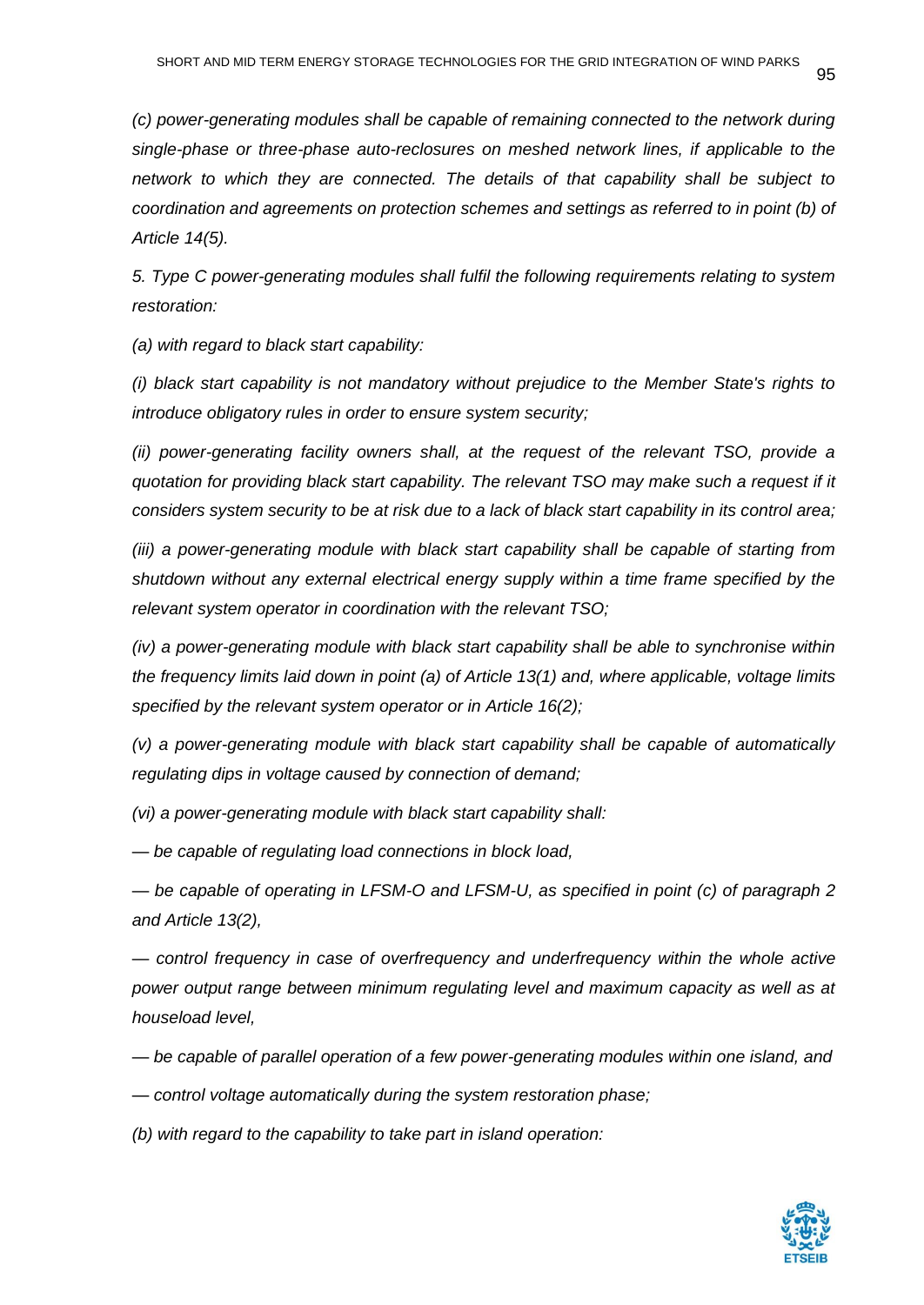*(c) power-generating modules shall be capable of remaining connected to the network during single-phase or three-phase auto-reclosures on meshed network lines, if applicable to the network to which they are connected. The details of that capability shall be subject to coordination and agreements on protection schemes and settings as referred to in point (b) of Article 14(5).*

*5. Type C power-generating modules shall fulfil the following requirements relating to system restoration:*

*(a) with regard to black start capability:*

*(i) black start capability is not mandatory without prejudice to the Member State's rights to introduce obligatory rules in order to ensure system security;*

*(ii) power-generating facility owners shall, at the request of the relevant TSO, provide a quotation for providing black start capability. The relevant TSO may make such a request if it considers system security to be at risk due to a lack of black start capability in its control area;*

*(iii) a power-generating module with black start capability shall be capable of starting from shutdown without any external electrical energy supply within a time frame specified by the relevant system operator in coordination with the relevant TSO;*

*(iv) a power-generating module with black start capability shall be able to synchronise within the frequency limits laid down in point (a) of Article 13(1) and, where applicable, voltage limits specified by the relevant system operator or in Article 16(2);*

*(v) a power-generating module with black start capability shall be capable of automatically regulating dips in voltage caused by connection of demand;*

*(vi) a power-generating module with black start capability shall:*

*— be capable of regulating load connections in block load,*

*— be capable of operating in LFSM-O and LFSM-U, as specified in point (c) of paragraph 2 and Article 13(2),*

*— control frequency in case of overfrequency and underfrequency within the whole active power output range between minimum regulating level and maximum capacity as well as at houseload level,*

*— be capable of parallel operation of a few power-generating modules within one island, and*

*— control voltage automatically during the system restoration phase;*

*(b) with regard to the capability to take part in island operation:*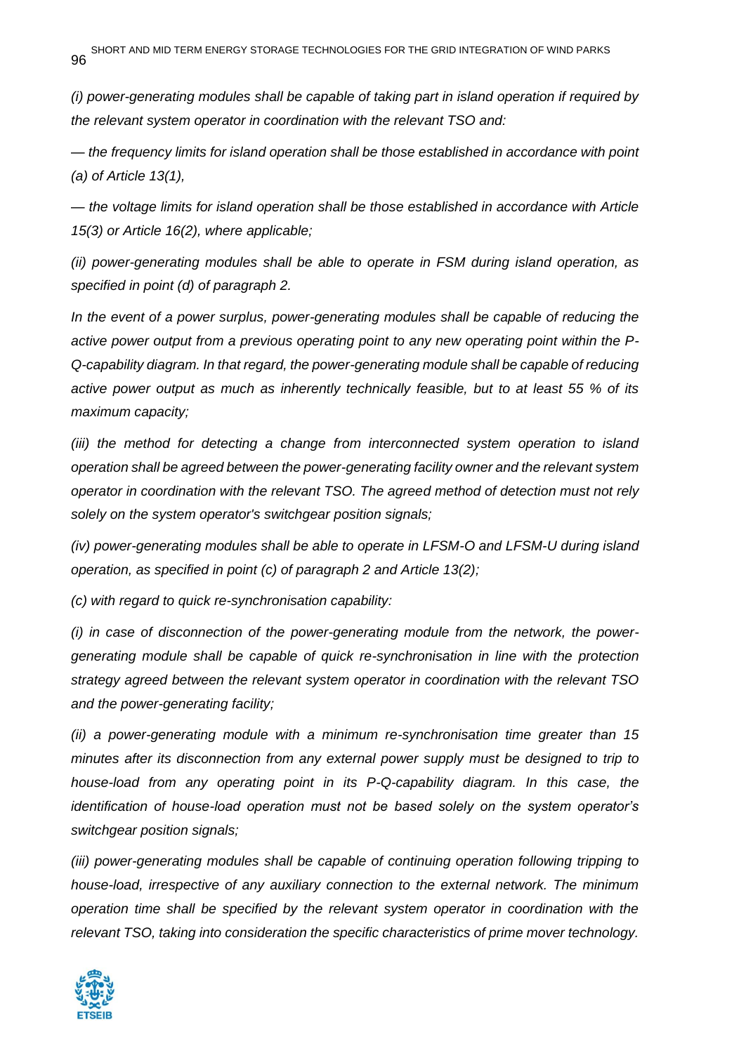*(i) power-generating modules shall be capable of taking part in island operation if required by the relevant system operator in coordination with the relevant TSO and:*

*— the frequency limits for island operation shall be those established in accordance with point (a) of Article 13(1),*

*— the voltage limits for island operation shall be those established in accordance with Article 15(3) or Article 16(2), where applicable;*

*(ii) power-generating modules shall be able to operate in FSM during island operation, as specified in point (d) of paragraph 2.*

*In the event of a power surplus, power-generating modules shall be capable of reducing the active power output from a previous operating point to any new operating point within the P-Q-capability diagram. In that regard, the power-generating module shall be capable of reducing active power output as much as inherently technically feasible, but to at least 55 % of its maximum capacity;*

*(iii) the method for detecting a change from interconnected system operation to island operation shall be agreed between the power-generating facility owner and the relevant system operator in coordination with the relevant TSO. The agreed method of detection must not rely solely on the system operator's switchgear position signals;*

*(iv) power-generating modules shall be able to operate in LFSM-O and LFSM-U during island operation, as specified in point (c) of paragraph 2 and Article 13(2);*

*(c) with regard to quick re-synchronisation capability:*

*(i) in case of disconnection of the power-generating module from the network, the power-generating module shall be capable of quick re-synchronisation in line with the protection strategy agreed between the relevant system operator in coordination with the relevant TSO and the power-generating facility;*

*(ii) a power-generating module with a minimum re-synchronisation time greater than 15 minutes after its disconnection from any external power supply must be designed to trip to house-load from any operating point in its P-Q-capability diagram. In this case, the identification of house-load operation must not be based solely on the system operator's switchgear position signals;*

*(iii) power-generating modules shall be capable of continuing operation following tripping to house-load, irrespective of any auxiliary connection to the external network. The minimum operation time shall be specified by the relevant system operator in coordination with the relevant TSO, taking into consideration the specific characteristics of prime mover technology.*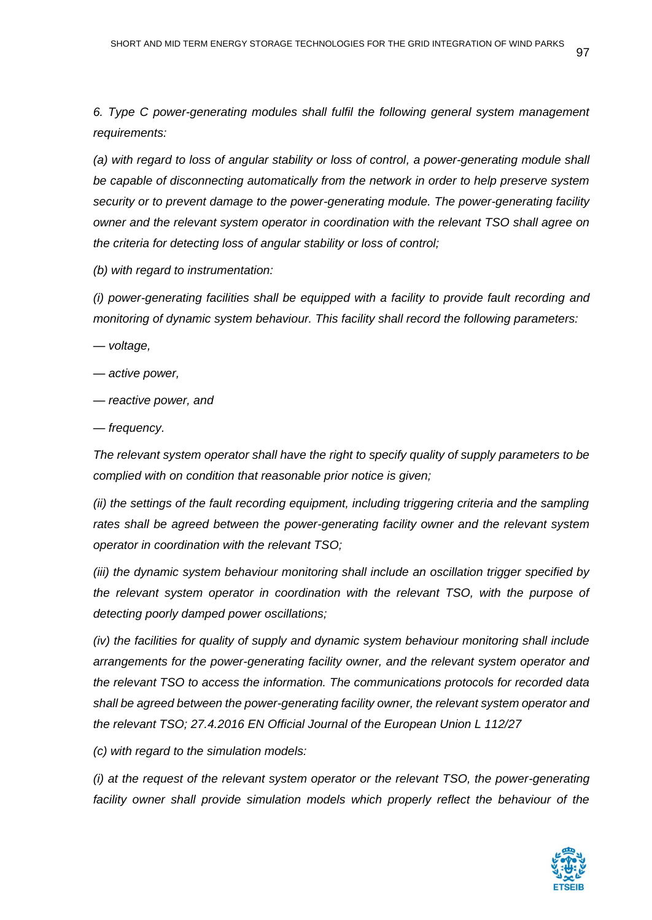*6. Type C power-generating modules shall fulfil the following general system management requirements:*

*(a) with regard to loss of angular stability or loss of control, a power-generating module shall be capable of disconnecting automatically from the network in order to help preserve system security or to prevent damage to the power-generating module. The power-generating facility owner and the relevant system operator in coordination with the relevant TSO shall agree on the criteria for detecting loss of angular stability or loss of control;*

*(b) with regard to instrumentation:*

*(i) power-generating facilities shall be equipped with a facility to provide fault recording and monitoring of dynamic system behaviour. This facility shall record the following parameters:*

*— voltage,*

*— active power,*

*— reactive power, and*

*— frequency.*

*The relevant system operator shall have the right to specify quality of supply parameters to be complied with on condition that reasonable prior notice is given;*

*(ii) the settings of the fault recording equipment, including triggering criteria and the sampling rates shall be agreed between the power-generating facility owner and the relevant system operator in coordination with the relevant TSO;*

*(iii) the dynamic system behaviour monitoring shall include an oscillation trigger specified by the relevant system operator in coordination with the relevant TSO, with the purpose of detecting poorly damped power oscillations;*

*(iv) the facilities for quality of supply and dynamic system behaviour monitoring shall include arrangements for the power-generating facility owner, and the relevant system operator and the relevant TSO to access the information. The communications protocols for recorded data shall be agreed between the power-generating facility owner, the relevant system operator and the relevant TSO; 27.4.2016 EN Official Journal of the European Union L 112/27*

*(c) with regard to the simulation models:*

*(i) at the request of the relevant system operator or the relevant TSO, the power-generating facility owner shall provide simulation models which properly reflect the behaviour of the*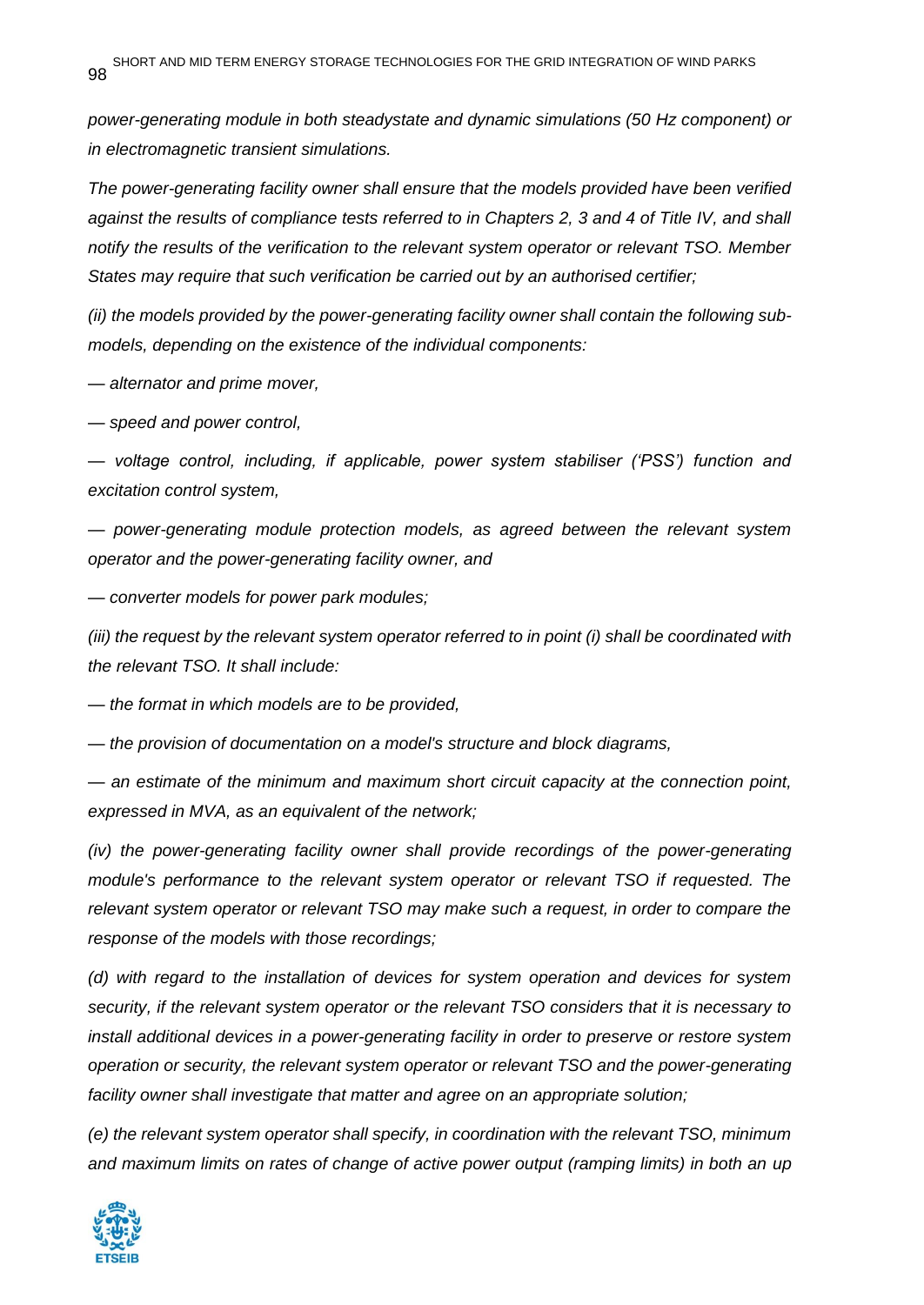*power-generating module in both steadystate and dynamic simulations (50 Hz component) or in electromagnetic transient simulations.*

*The power-generating facility owner shall ensure that the models provided have been verified against the results of compliance tests referred to in Chapters 2, 3 and 4 of Title IV, and shall notify the results of the verification to the relevant system operator or relevant TSO. Member States may require that such verification be carried out by an authorised certifier;*

*(ii) the models provided by the power-generating facility owner shall contain the following sub-models, depending on the existence of the individual components:*

*— alternator and prime mover,*

*— speed and power control,*

*— voltage control, including, if applicable, power system stabiliser ('PSS') function and excitation control system,*

*— power-generating module protection models, as agreed between the relevant system operator and the power-generating facility owner, and*

*— converter models for power park modules;*

*(iii) the request by the relevant system operator referred to in point (i) shall be coordinated with the relevant TSO. It shall include:*

*— the format in which models are to be provided,*

*— the provision of documentation on a model's structure and block diagrams,*

*— an estimate of the minimum and maximum short circuit capacity at the connection point, expressed in MVA, as an equivalent of the network;*

*(iv) the power-generating facility owner shall provide recordings of the power-generating module's performance to the relevant system operator or relevant TSO if requested. The relevant system operator or relevant TSO may make such a request, in order to compare the response of the models with those recordings;*

*(d) with regard to the installation of devices for system operation and devices for system security, if the relevant system operator or the relevant TSO considers that it is necessary to install additional devices in a power-generating facility in order to preserve or restore system operation or security, the relevant system operator or relevant TSO and the power-generating facility owner shall investigate that matter and agree on an appropriate solution;*

*(e) the relevant system operator shall specify, in coordination with the relevant TSO, minimum and maximum limits on rates of change of active power output (ramping limits) in both an up*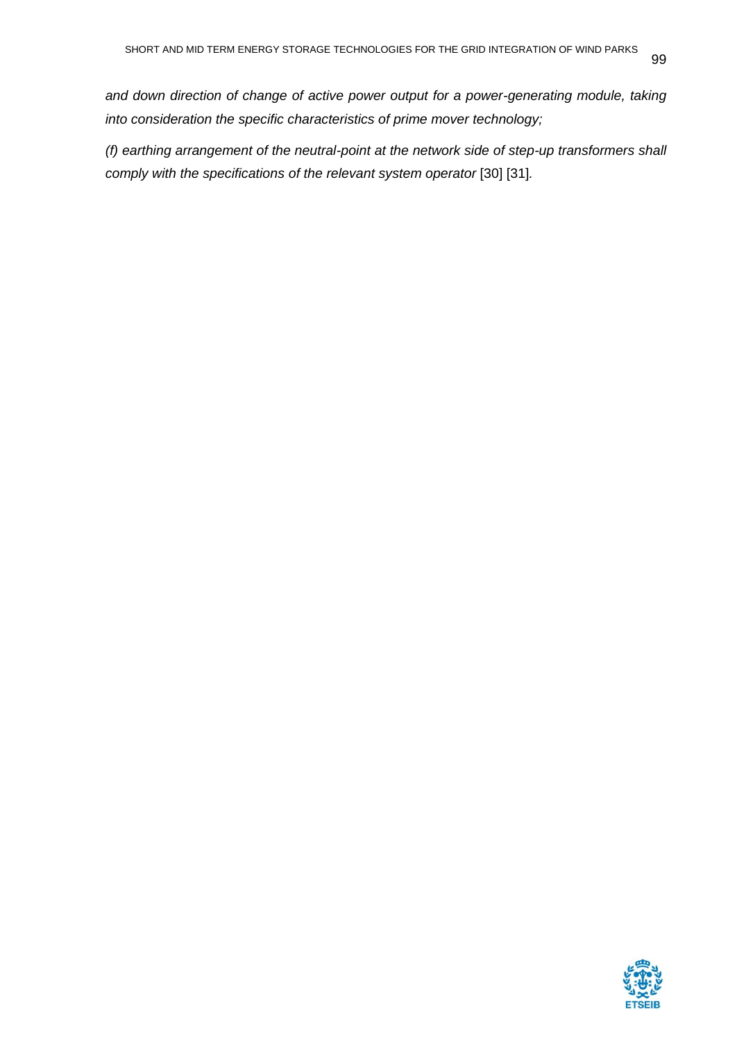*and down direction of change of active power output for a power-generating module, taking into consideration the specific characteristics of prime mover technology;*

*(f) earthing arrangement of the neutral-point at the network side of step-up transformers shall comply with the specifications of the relevant system operator* [30] [31].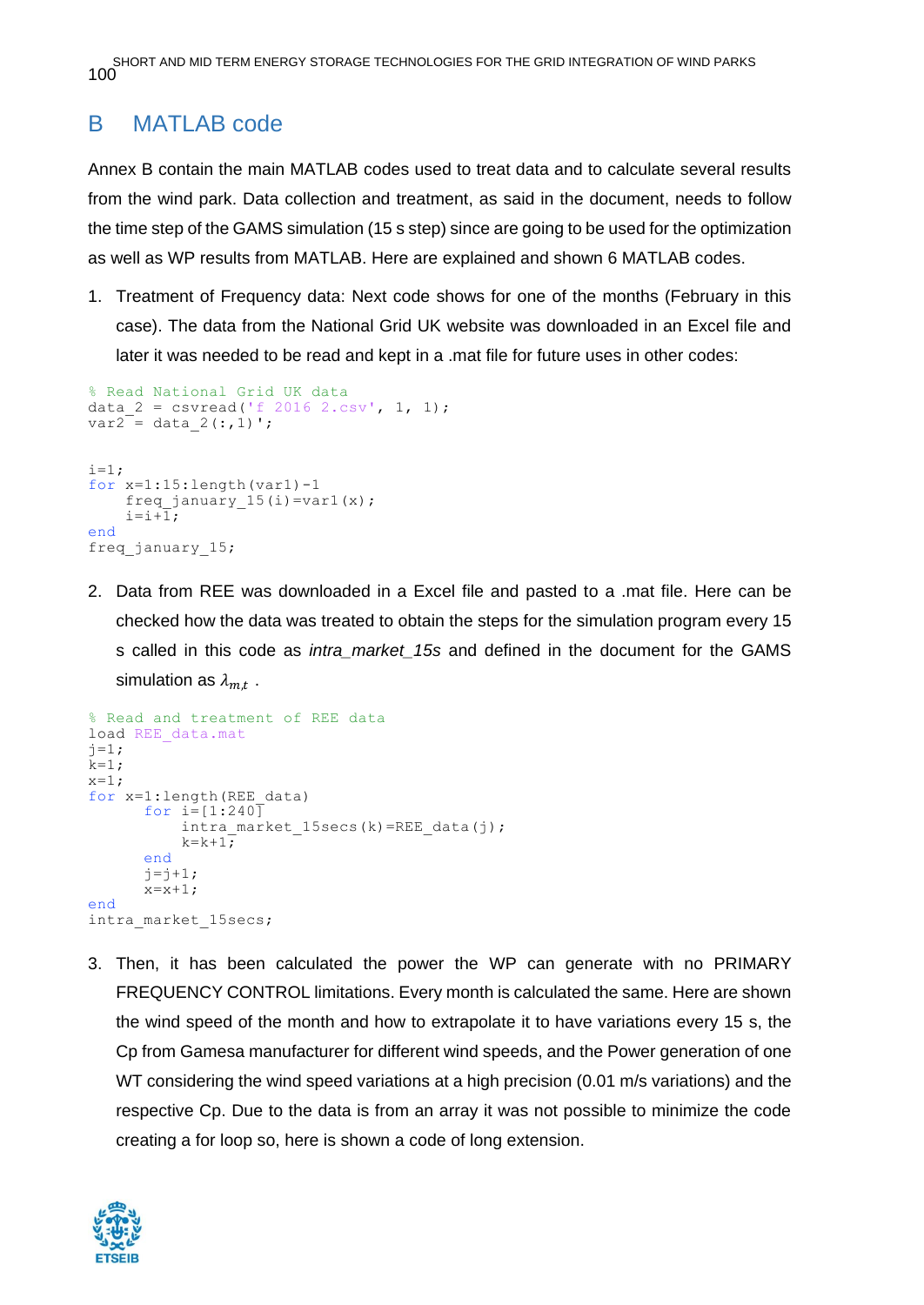# B MATLAB code

Annex B contain the main MATLAB codes used to treat data and to calculate several results from the wind park. Data collection and treatment, as said in the document, needs to follow the time step of the GAMS simulation (15 s step) since are going to be used for the optimization as well as WP results from MATLAB. Here are explained and shown 6 MATLAB codes.

1. Treatment of Frequency data: Next code shows for one of the months (February in this case). The data from the National Grid UK website was downloaded in an Excel file and later it was needed to be read and kept in a .mat file for future uses in other codes:

```
% Read National Grid UK data
data_2 = csvread('f 2016 2.csv', 1, 1);
var2 = data_2(:,1)';


i=1;
for x=1:15:length(var1)-1
    freq_january_15(i)=var1(x);
    i=i+1;
end
freq_january_15;
```

2. Data from REE was downloaded in a Excel file and pasted to a .mat file. Here can be checked how the data was treated to obtain the steps for the simulation program every 15 s called in this code as *intra_market_15s* and defined in the document for the GAMS simulation as $\lambda_{m,t}$ .

```
% Read and treatment of REE data
load REE_data.mat
j=1;
k=1;
x=1;
for x=1:length(REE_data)
      for i=[1:240]
          intra_market_15secs(k)=REE_data(j);
          k=k+1;
      end
      j=j+1;
      x=x+1;
end
intra_market_15secs;
```

3. Then, it has been calculated the power the WP can generate with no PRIMARY FREQUENCY CONTROL limitations. Every month is calculated the same. Here are shown the wind speed of the month and how to extrapolate it to have variations every 15 s, the Cp from Gamesa manufacturer for different wind speeds, and the Power generation of one WT considering the wind speed variations at a high precision (0.01 m/s variations) and the respective Cp. Due to the data is from an array it was not possible to minimize the code creating a for loop so, here is shown a code of long extension.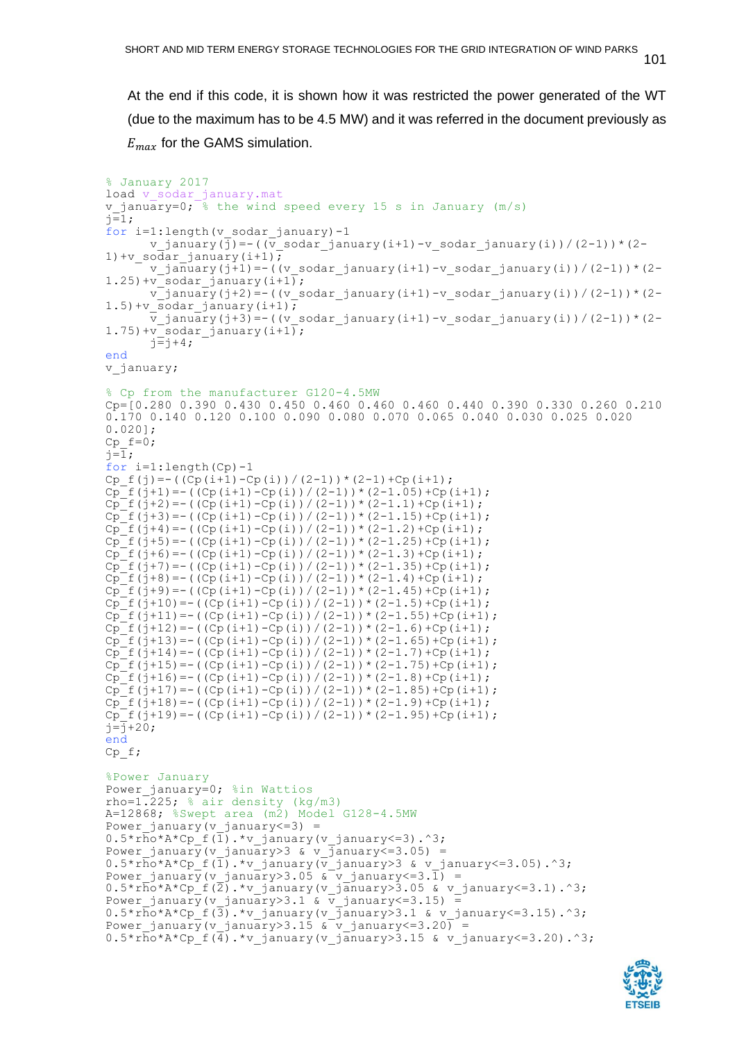At the end if this code, it is shown how it was restricted the power generated of the WT (due to the maximum has to be 4.5 MW) and it was referred in the document previously as $E_{max}$ for the GAMS simulation.

```
% January 2017
load v_sodar_january.mat
v_january=0; % the wind speed every 15 s in January (m/s)
j=1;
for i=1:length(v_sodar_january)-1
     v_january(j)=-((v_sodar_january(i+1)-v_sodar_january(i))/(2-1))*(2-
1)+v_sodar_january(i+1);
     v_january(j+1)=-((v_sodar_january(i+1)-v_sodar_january(i))/(2-1))*(2-
1.25)+v_sodar_january(i+1);
     v_january(j+2)=-((v_sodar_january(i+1)-v_sodar_january(i))/(2-1))*(2-
1.5)+v_sodar_january(i+1);
     v_january(j+3)=-((v_sodar_january(i+1)-v_sodar_january(i))/(2-1))*(2-
1.75)+v_sodar_january(i+1);
     j=j+4;
end
v_january;

% Cp from the manufacturer G120-4.5MW
Cp=[0.280 0.390 0.430 0.450 0.460 0.460 0.460 0.440 0.390 0.330 0.260 0.210
0.170 0.140 0.120 0.100 0.090 0.080 0.070 0.065 0.040 0.030 0.025 0.020
0.020];
Cp_f=0;
j=1;
for i=1:length(Cp)-1
Cp_f(j)=-((Cp(i+1)-Cp(i))/(2-1))*(2-1)+Cp(i+1);
Cp_f(j+1)=-((Cp(i+1)-Cp(i))/(2-1))*(2-1.05)+Cp(i+1);
Cp_f(j+2)=-((Cp(i+1)-Cp(i))/(2-1))*(2-1.1)+Cp(i+1);
Cp_f(j+3)=-((Cp(i+1)-Cp(i))/(2-1))*(2-1.15)+Cp(i+1);
Cp_f(j+4)=-((Cp(i+1)-Cp(i))/(2-1))*(2-1.2)+Cp(i+1);
Cp_f(j+5)=-((Cp(i+1)-Cp(i))/(2-1))*(2-1.25)+Cp(i+1);
Cp_f(j+6)=-((Cp(i+1)-Cp(i))/(2-1))*(2-1.3)+Cp(i+1);
Cp_f(j+7)=-((Cp(i+1)-Cp(i))/(2-1))*(2-1.35)+Cp(i+1);
Cp_f(j+8)=-((Cp(i+1)-Cp(i))/(2-1))*(2-1.4)+Cp(i+1);
Cp_f(j+9)=-((Cp(i+1)-Cp(i))/(2-1))*(2-1.45)+Cp(i+1);
Cp_f(j+10)=-((Cp(i+1)-Cp(i))/(2-1))*(2-1.5)+Cp(i+1);
Cp_f(j+11)=-((Cp(i+1)-Cp(i))/(2-1))*(2-1.55)+Cp(i+1);
Cp_f(j+12)=-((Cp(i+1)-Cp(i))/(2-1))*(2-1.6)+Cp(i+1);
Cp_f(j+13)=-((Cp(i+1)-Cp(i))/(2-1))*(2-1.65)+Cp(i+1);
Cp_f(j+14)=-((Cp(i+1)-Cp(i))/(2-1))*(2-1.7)+Cp(i+1);
Cp_f(j+15)=-((Cp(i+1)-Cp(i))/(2-1))*(2-1.75)+Cp(i+1);
Cp_f(j+16)=-((Cp(i+1)-Cp(i))/(2-1))*(2-1.8)+Cp(i+1);
Cp_f(j+17)=-((Cp(i+1)-Cp(i))/(2-1))*(2-1.85)+Cp(i+1);
Cp_f(j+18)=-((Cp(i+1)-Cp(i))/(2-1))*(2-1.9)+Cp(i+1);
Cp_f(j+19)=-((Cp(i+1)-Cp(i))/(2-1))*(2-1.95)+Cp(i+1);
j=j+20;
end
Cp_f;

%Power January
Power_january=0; %in Wattios
rho=1.225; % air density (kg/m3)
A=12868; %Swept area (m2) Model G128-4.5MW
Power_january(v_january<=3) =
0.5*rho*A*Cp_f(1).*v_january(v_january<=3).^3;
Power_january(v_january>3 & v_january<=3.05) =
0.5*rho*A*Cp_f(1).*v_january(v_january>3 & v_january<=3.05).^3;
Power_january(v_january>3.05 & v_january<=3.1) =
0.5*rho*A*Cp_f(2).*v_january(v_january>3.05 & v_january<=3.1).^3;
Power_january(v_january>3.1 & v_january<=3.15) =
0.5*rho*A*Cp_f(3).*v_january(v_january>3.1 & v_january<=3.15).^3;
Power_january(v_january>3.15 & v_january<=3.20) =
0.5*rho*A*Cp_f(4).*v_january(v_january>3.15 & v_january<=3.20).^3;
```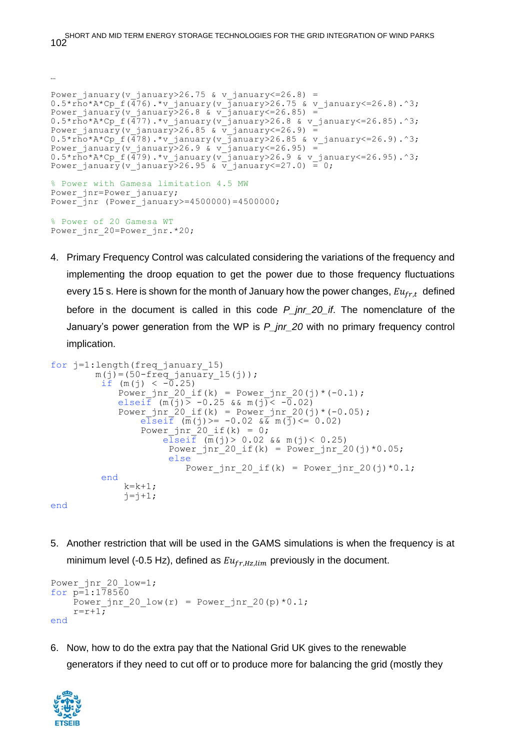…

```
Power_january(v_january>26.75 & v_january<=26.8) =
0.5*rho*A*Cp_f(476).*v_january(v_january>26.75 & v_january<=26.8).^3;
Power_january(v_january>26.8 & v_january<=26.85) =
0.5*rho*A*Cp_f(477).*v_january(v_january>26.8 & v_january<=26.85).^3;
Power_january(v_january>26.85 & v_january<=26.9) =
0.5*rho*A*Cp_f(478).*v_january(v_january>26.85 & v_january<=26.9).^3;
Power_january(v_january>26.9 & v_january<=26.95) =
0.5*rho*A*Cp_f(479).*v_january(v_january>26.9 & v_january<=26.95).^3;
Power_january(v_january>26.95 & v_january<=27.0) = 0;

% Power with Gamesa limitation 4.5 MW
Power_jnr=Power_january;
Power_jnr (Power_january>=4500000)=4500000;

% Power of 20 Gamesa WT
Power_jnr_20=Power_jnr.*20;
```

4. Primary Frequency Control was calculated considering the variations of the frequency and implementing the droop equation to get the power due to those frequency fluctuations every 15 s. Here is shown for the month of January how the power changes, $Eu_{fr,t}$ defined before in the document is called in this code *P_jnr_20_if*. The nomenclature of the January's power generation from the WP is *P_jnr_20* with no primary frequency control implication.

```
for j=1:length(freq_january_15)
        m(j)=(50-freq_january_15(j));
         if (m(j) < -0.25)
            Power_jnr_20_if(k) = Power_jnr_20(j)*(-0.1);
            elseif (m(j)> -0.25 && m(j)< -0.02)
            Power_jnr_20_if(k) = Power_jnr_20(j)*(-0.05);
                elseif (m(j)>= -0.02 && m(j)<= 0.02)
                Power_jnr_20_if(k) = 0;
                    elseif (m(j)> 0.02 && m(j)< 0.25)
                     Power_jnr_20_if(k) = Power_jnr_20(j)*0.05;
                     else
                        Power_jnr_20_if(k) = Power_jnr_20(j)*0.1;
         end
             k=k+1;
             j=j+1;
end
```

5. Another restriction that will be used in the GAMS simulations is when the frequency is at minimum level (-0.5 Hz), defined as $Eu_{fr,Hz,lim}$ previously in the document.

```
Power_jnr_20_low=1;
for p=1:178560
    Power_jnr_20_low(r) = Power_jnr_20(p)*0.1;
    r=r+1;
end
```

6. Now, how to do the extra pay that the National Grid UK gives to the renewable generators if they need to cut off or to produce more for balancing the grid (mostly they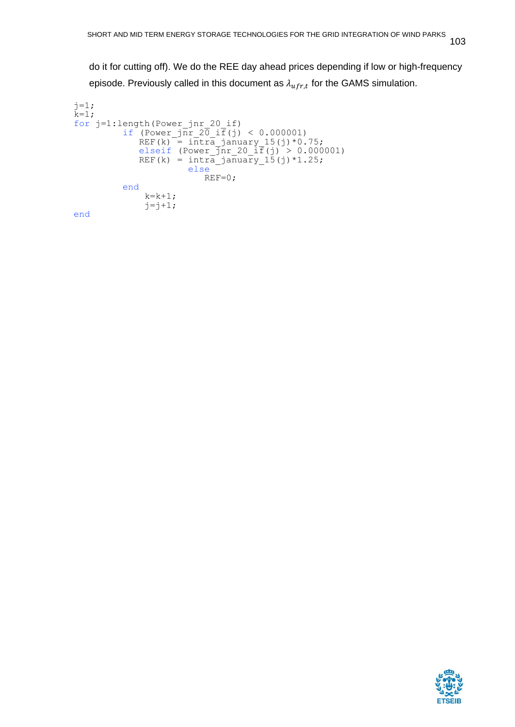do it for cutting off). We do the REE day ahead prices depending if low or high-frequency episode. Previously called in this document as $\lambda_{ufr,t}$ for the GAMS simulation.

```
j=1;
k=1;
for j=1:length(Power_jnr_20_if)
        if (Power_jnr_20_if(j) < 0.000001)
           REF(k) = intra_january_15(j)*0.75;
           elseif (Power_jnr_20_if(j) > 0.000001)
           REF(k) = intra_january_15(j)*1.25;
                    else
                       REF=0;
        end
            k=k+1;
            j=j+1;
end
```